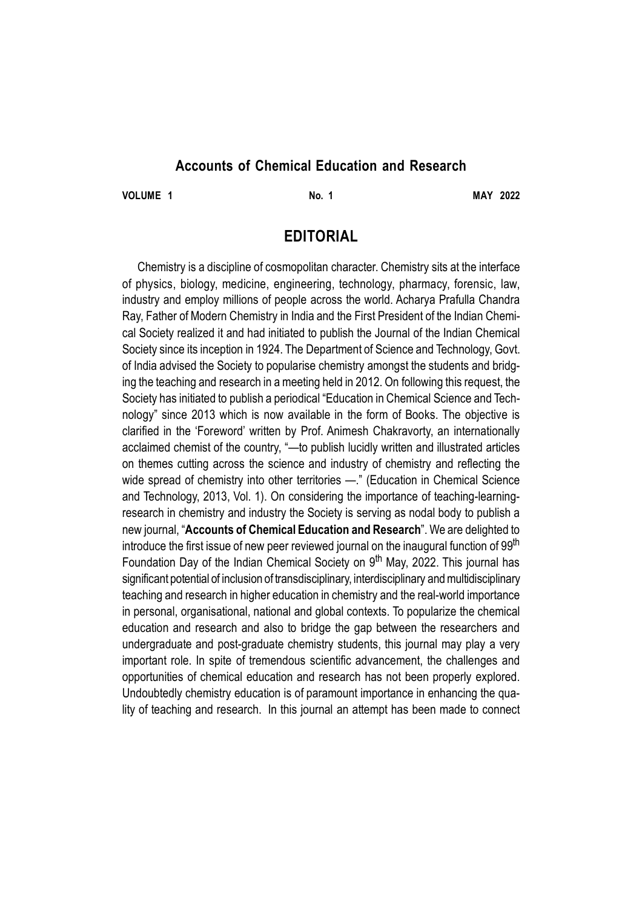# Accounts of Chemical Education and Research

**VOLUME 1** **No. 1** **MAY 2022**

## EDITORIAL

Chemistry is a discipline of cosmopolitan character. Chemistry sits at the interface of physics, biology, medicine, engineering, technology, pharmacy, forensic, law, industry and employ millions of people across the world. Acharya Prafulla Chandra Ray, Father of Modern Chemistry in India and the First President of the Indian Chemical Society realized it and had initiated to publish the Journal of the Indian Chemical Society since its inception in 1924. The Department of Science and Technology, Govt. of India advised the Society to popularise chemistry amongst the students and bridging the teaching and research in a meeting held in 2012. On following this request, the Society has initiated to publish a periodical "Education in Chemical Science and Technology" since 2013 which is now available in the form of Books. The objective is clarified in the 'Foreword' written by Prof. Animesh Chakravorty, an internationally acclaimed chemist of the country, "—to publish lucidly written and illustrated articles on themes cutting across the science and industry of chemistry and reflecting the wide spread of chemistry into other territories —." (Education in Chemical Science and Technology, 2013, Vol. 1). On considering the importance of teaching-learning-research in chemistry and industry the Society is serving as nodal body to publish a new journal, "**Accounts of Chemical Education and Research**". We are delighted to introduce the first issue of new peer reviewed journal on the inaugural function of 99$^{th}$ Foundation Day of the Indian Chemical Society on 9$^{th}$ May, 2022. This journal has significant potential of inclusion of transdisciplinary, interdisciplinary and multidisciplinary teaching and research in higher education in chemistry and the real-world importance in personal, organisational, national and global contexts. To popularize the chemical education and research and also to bridge the gap between the researchers and undergraduate and post-graduate chemistry students, this journal may play a very important role. In spite of tremendous scientific advancement, the challenges and opportunities of chemical education and research has not been properly explored. Undoubtedly chemistry education is of paramount importance in enhancing the quality of teaching and research. In this journal an attempt has been made to connect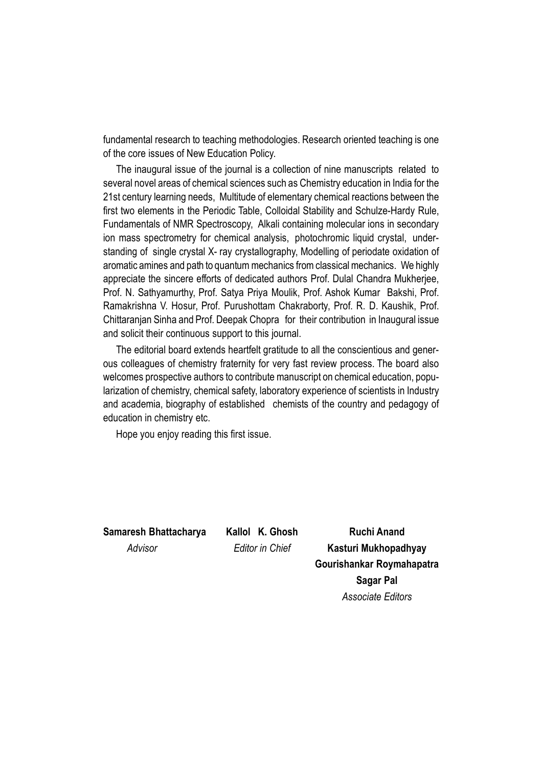fundamental research to teaching methodologies. Research oriented teaching is one of the core issues of New Education Policy.

The inaugural issue of the journal is a collection of nine manuscripts related to several novel areas of chemical sciences such as Chemistry education in India for the 21st century learning needs, Multitude of elementary chemical reactions between the first two elements in the Periodic Table, Colloidal Stability and Schulze-Hardy Rule, Fundamentals of NMR Spectroscopy, Alkali containing molecular ions in secondary ion mass spectrometry for chemical analysis, photochromic liquid crystal, understanding of single crystal X- ray crystallography, Modelling of periodate oxidation of aromatic amines and path to quantum mechanics from classical mechanics. We highly appreciate the sincere efforts of dedicated authors Prof. Dulal Chandra Mukherjee, Prof. N. Sathyamurthy, Prof. Satya Priya Moulik, Prof. Ashok Kumar Bakshi, Prof. Ramakrishna V. Hosur, Prof. Purushottam Chakraborty, Prof. R. D. Kaushik, Prof. Chittaranjan Sinha and Prof. Deepak Chopra for their contribution in Inaugural issue and solicit their continuous support to this journal.

The editorial board extends heartfelt gratitude to all the conscientious and generous colleagues of chemistry fraternity for very fast review process. The board also welcomes prospective authors to contribute manuscript on chemical education, popularization of chemistry, chemical safety, laboratory experience of scientists in Industry and academia, biography of established chemists of the country and pedagogy of education in chemistry etc.

Hope you enjoy reading this first issue.

**Samaresh Bhattacharya**
*Advisor*

**Kallol K. Ghosh**
*Editor in Chief*

**Ruchi Anand**
**Kasturi Mukhopadhyay**
**Gourishankar Roymahapatra**
**Sagar Pal**
*Associate Editors*